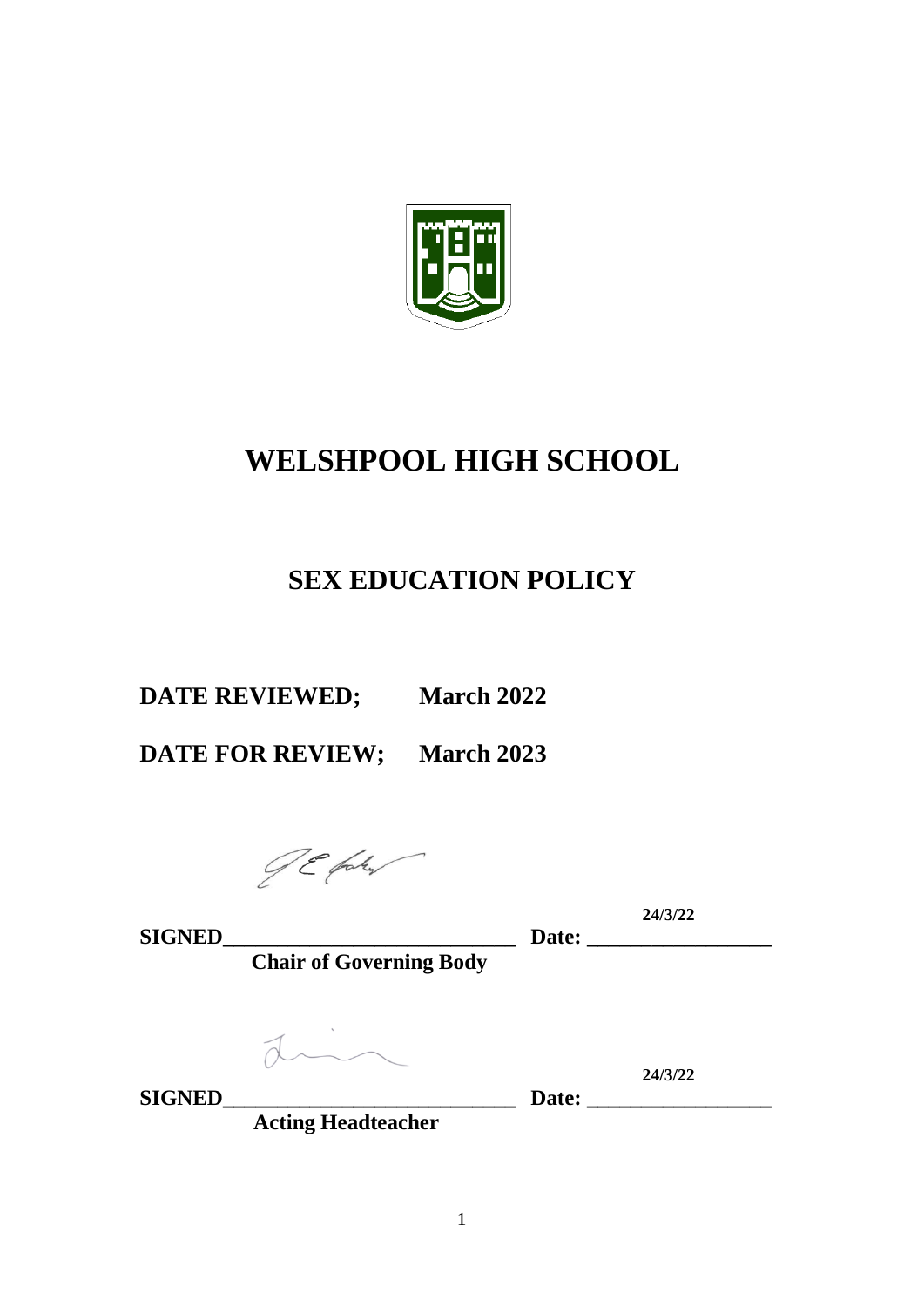# WELSHPOOL HIGH SCHOOL

## SEX EDUCATION POLICY

**DATE REVIEWED; March 2022**

**DATE FOR REVIEW; March 2023**

**SIGNED**\_\_\_\_\_\_\_\_\_\_\_\_\_\_\_\_\_\_\_\_\_\_\_\_\_\_\_\_ **Date:** 24/3/22

**Chair of Governing Body**

**SIGNED**\_\_\_\_\_\_\_\_\_\_\_\_\_\_\_\_\_\_\_\_\_\_\_\_\_\_\_\_ **Date:** 24/3/22

**Acting Headteacher**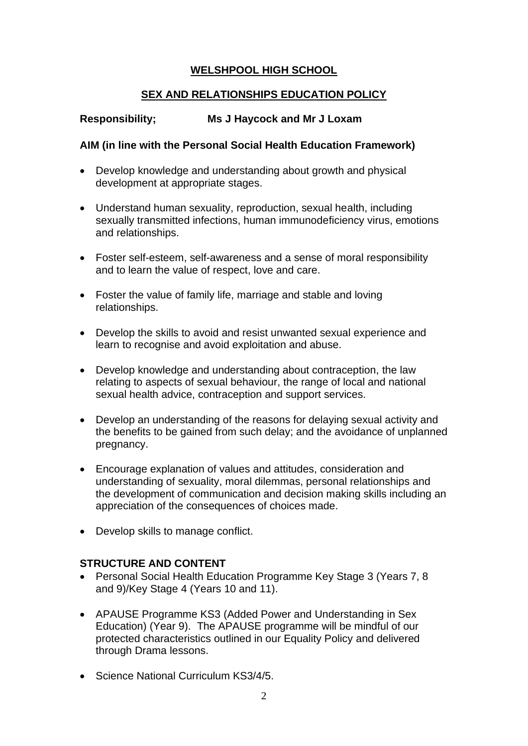# WELSHPOOL HIGH SCHOOL

## SEX AND RELATIONSHIPS EDUCATION POLICY

**Responsibility; Ms J Haycock and Mr J Loxam**

**AIM (in line with the Personal Social Health Education Framework)**

- Develop knowledge and understanding about growth and physical development at appropriate stages.
- Understand human sexuality, reproduction, sexual health, including sexually transmitted infections, human immunodeficiency virus, emotions and relationships.
- Foster self-esteem, self-awareness and a sense of moral responsibility and to learn the value of respect, love and care.
- Foster the value of family life, marriage and stable and loving relationships.
- Develop the skills to avoid and resist unwanted sexual experience and learn to recognise and avoid exploitation and abuse.
- Develop knowledge and understanding about contraception, the law relating to aspects of sexual behaviour, the range of local and national sexual health advice, contraception and support services.
- Develop an understanding of the reasons for delaying sexual activity and the benefits to be gained from such delay; and the avoidance of unplanned pregnancy.
- Encourage explanation of values and attitudes, consideration and understanding of sexuality, moral dilemmas, personal relationships and the development of communication and decision making skills including an appreciation of the consequences of choices made.
- Develop skills to manage conflict.

**STRUCTURE AND CONTENT**

- Personal Social Health Education Programme Key Stage 3 (Years 7, 8 and 9)/Key Stage 4 (Years 10 and 11).
- APAUSE Programme KS3 (Added Power and Understanding in Sex Education) (Year 9). The APAUSE programme will be mindful of our protected characteristics outlined in our Equality Policy and delivered through Drama lessons.
- Science National Curriculum KS3/4/5.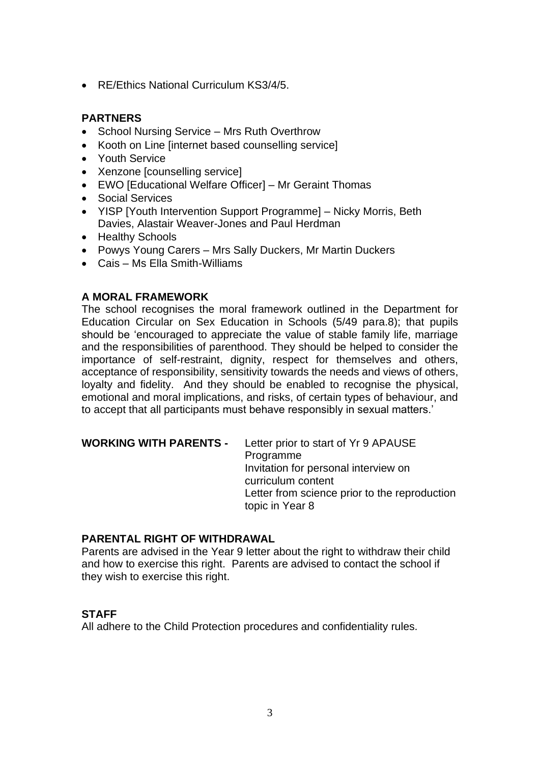- RE/Ethics National Curriculum KS3/4/5.

**PARTNERS**

- School Nursing Service – Mrs Ruth Overthrow
- Kooth on Line [internet based counselling service]
- Youth Service
- Xenzone [counselling service]
- EWO [Educational Welfare Officer] – Mr Geraint Thomas
- Social Services
- YISP [Youth Intervention Support Programme] – Nicky Morris, Beth Davies, Alastair Weaver-Jones and Paul Herdman
- Healthy Schools
- Powys Young Carers – Mrs Sally Duckers, Mr Martin Duckers
- Cais – Ms Ella Smith-Williams

**A MORAL FRAMEWORK**

The school recognises the moral framework outlined in the Department for Education Circular on Sex Education in Schools (5/49 para.8); that pupils should be 'encouraged to appreciate the value of stable family life, marriage and the responsibilities of parenthood. They should be helped to consider the importance of self-restraint, dignity, respect for themselves and others, acceptance of responsibility, sensitivity towards the needs and views of others, loyalty and fidelity. And they should be enabled to recognise the physical, emotional and moral implications, and risks, of certain types of behaviour, and to accept that all participants must behave responsibly in sexual matters.'

**WORKING WITH PARENTS -** Letter prior to start of Yr 9 APAUSE Programme
Invitation for personal interview on curriculum content
Letter from science prior to the reproduction topic in Year 8

**PARENTAL RIGHT OF WITHDRAWAL**

Parents are advised in the Year 9 letter about the right to withdraw their child and how to exercise this right. Parents are advised to contact the school if they wish to exercise this right.

**STAFF**

All adhere to the Child Protection procedures and confidentiality rules.